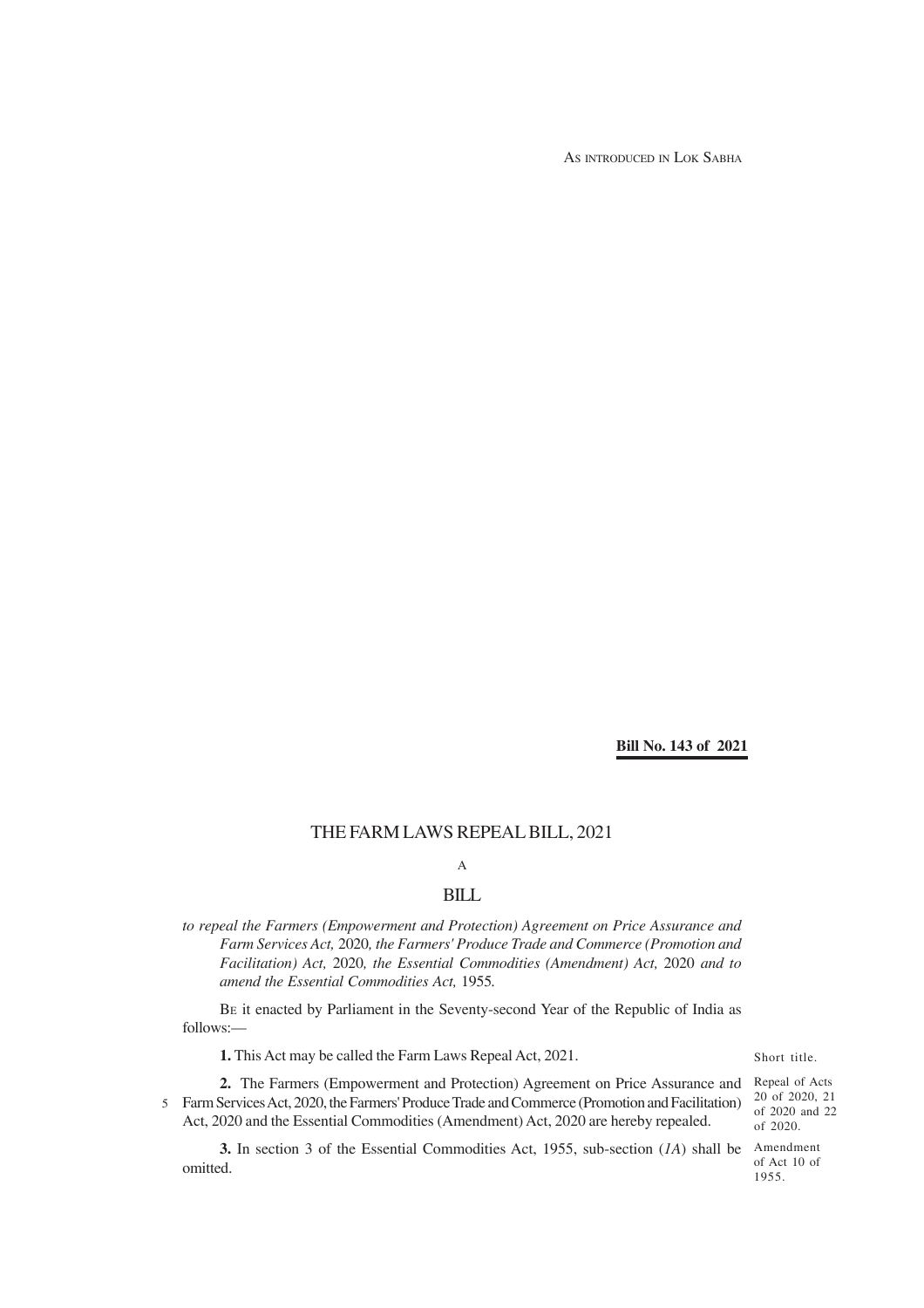AS INTRODUCED IN LOK SABHA

**Bill No. 143 of 2021**

# THE FARM LAWS REPEAL BILL, 2021

A

## BILL

*to repeal the Farmers (Empowerment and Protection) Agreement on Price Assurance and Farm Services Act,* 2020*, the Farmers' Produce Trade and Commerce (Promotion and Facilitation) Act,* 2020*, the Essential Commodities (Amendment) Act,* 2020 *and to amend the Essential Commodities Act,* 1955*.*

BE it enacted by Parliament in the Seventy-second Year of the Republic of India as follows:—

Short title.

**1.** This Act may be called the Farm Laws Repeal Act, 2021.

Repeal of Acts 20 of 2020, 21 of 2020 and 22 of 2020.

**2.** The Farmers (Empowerment and Protection) Agreement on Price Assurance and Farm Services Act, 2020, the Farmers' Produce Trade and Commerce (Promotion and Facilitation) Act, 2020 and the Essential Commodities (Amendment) Act, 2020 are hereby repealed.

Amendment of Act 10 of 1955.

**3.** In section 3 of the Essential Commodities Act, 1955, sub-section (*1A*) shall be omitted.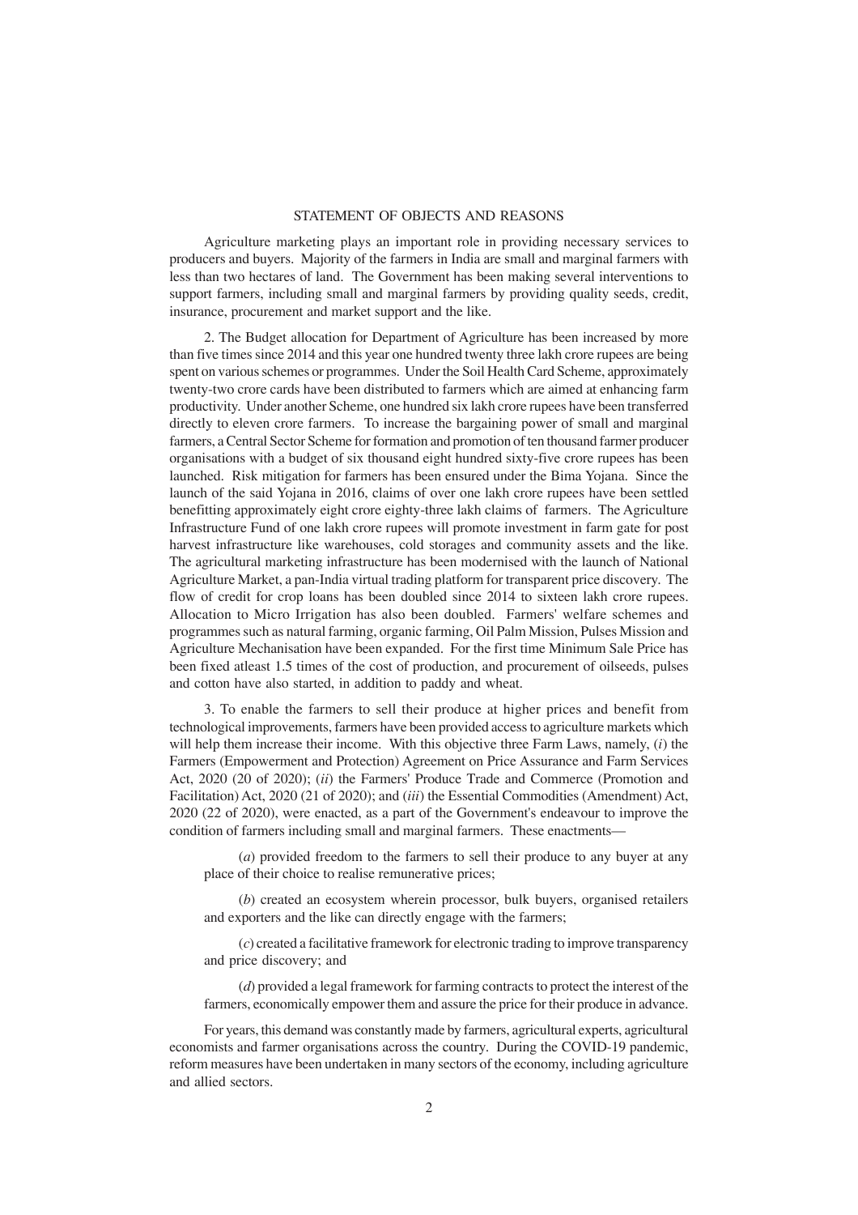## STATEMENT OF OBJECTS AND REASONS

Agriculture marketing plays an important role in providing necessary services to producers and buyers. Majority of the farmers in India are small and marginal farmers with less than two hectares of land. The Government has been making several interventions to support farmers, including small and marginal farmers by providing quality seeds, credit, insurance, procurement and market support and the like.

2. The Budget allocation for Department of Agriculture has been increased by more than five times since 2014 and this year one hundred twenty three lakh crore rupees are being spent on various schemes or programmes. Under the Soil Health Card Scheme, approximately twenty-two crore cards have been distributed to farmers which are aimed at enhancing farm productivity. Under another Scheme, one hundred six lakh crore rupees have been transferred directly to eleven crore farmers. To increase the bargaining power of small and marginal farmers, a Central Sector Scheme for formation and promotion of ten thousand farmer producer organisations with a budget of six thousand eight hundred sixty-five crore rupees has been launched. Risk mitigation for farmers has been ensured under the Bima Yojana. Since the launch of the said Yojana in 2016, claims of over one lakh crore rupees have been settled benefitting approximately eight crore eighty-three lakh claims of farmers. The Agriculture Infrastructure Fund of one lakh crore rupees will promote investment in farm gate for post harvest infrastructure like warehouses, cold storages and community assets and the like. The agricultural marketing infrastructure has been modernised with the launch of National Agriculture Market, a pan-India virtual trading platform for transparent price discovery. The flow of credit for crop loans has been doubled since 2014 to sixteen lakh crore rupees. Allocation to Micro Irrigation has also been doubled. Farmers' welfare schemes and programmes such as natural farming, organic farming, Oil Palm Mission, Pulses Mission and Agriculture Mechanisation have been expanded. For the first time Minimum Sale Price has been fixed atleast 1.5 times of the cost of production, and procurement of oilseeds, pulses and cotton have also started, in addition to paddy and wheat.

3. To enable the farmers to sell their produce at higher prices and benefit from technological improvements, farmers have been provided access to agriculture markets which will help them increase their income. With this objective three Farm Laws, namely, (*i*) the Farmers (Empowerment and Protection) Agreement on Price Assurance and Farm Services Act, 2020 (20 of 2020); (*ii*) the Farmers' Produce Trade and Commerce (Promotion and Facilitation) Act, 2020 (21 of 2020); and (*iii*) the Essential Commodities (Amendment) Act, 2020 (22 of 2020), were enacted, as a part of the Government's endeavour to improve the condition of farmers including small and marginal farmers. These enactments—

(*a*) provided freedom to the farmers to sell their produce to any buyer at any place of their choice to realise remunerative prices;

(*b*) created an ecosystem wherein processor, bulk buyers, organised retailers and exporters and the like can directly engage with the farmers;

(*c*) created a facilitative framework for electronic trading to improve transparency and price discovery; and

(*d*) provided a legal framework for farming contracts to protect the interest of the farmers, economically empower them and assure the price for their produce in advance.

For years, this demand was constantly made by farmers, agricultural experts, agricultural economists and farmer organisations across the country. During the COVID-19 pandemic, reform measures have been undertaken in many sectors of the economy, including agriculture and allied sectors.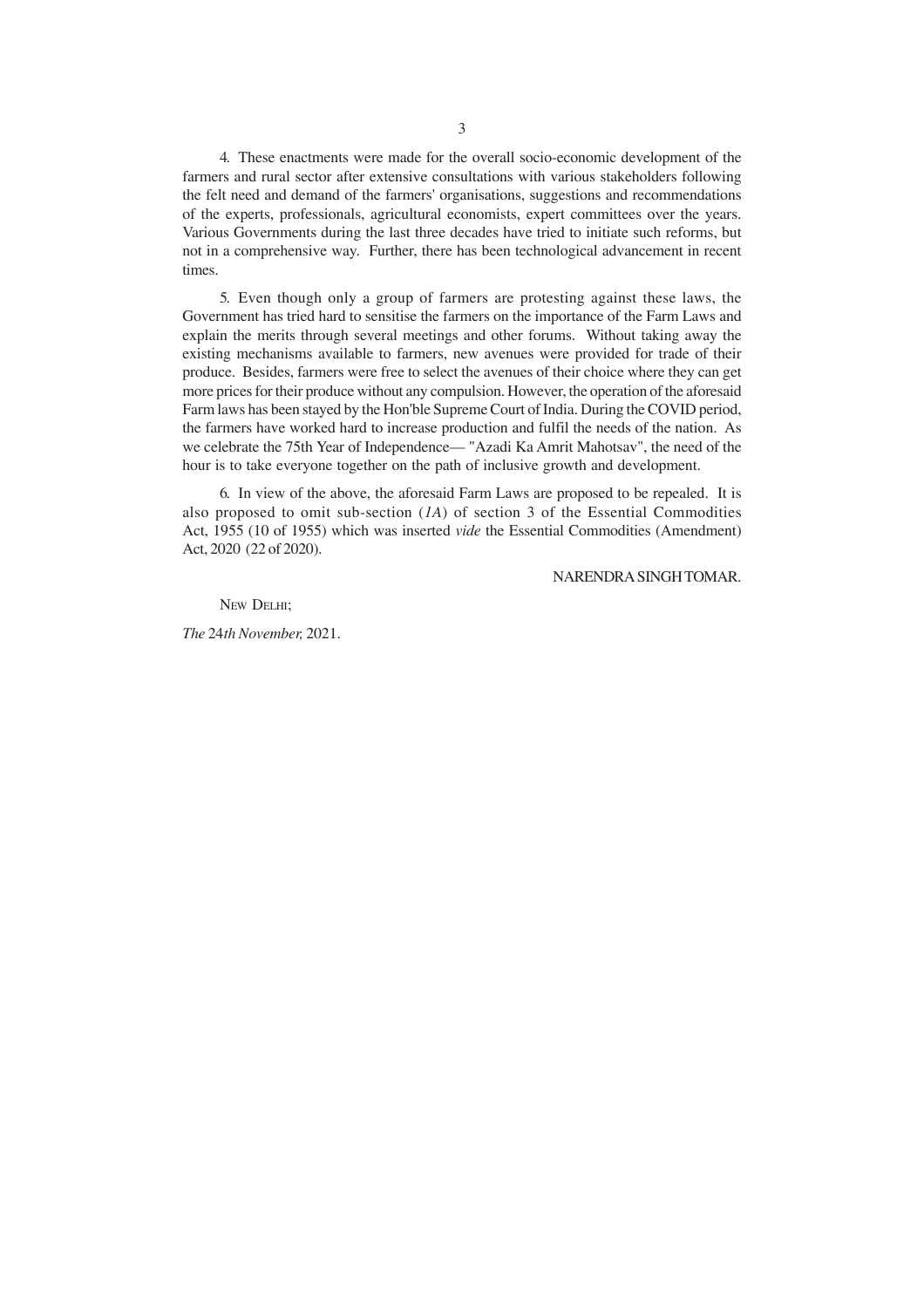4. These enactments were made for the overall socio-economic development of the farmers and rural sector after extensive consultations with various stakeholders following the felt need and demand of the farmers' organisations, suggestions and recommendations of the experts, professionals, agricultural economists, expert committees over the years. Various Governments during the last three decades have tried to initiate such reforms, but not in a comprehensive way. Further, there has been technological advancement in recent times.

5. Even though only a group of farmers are protesting against these laws, the Government has tried hard to sensitise the farmers on the importance of the Farm Laws and explain the merits through several meetings and other forums. Without taking away the existing mechanisms available to farmers, new avenues were provided for trade of their produce. Besides, farmers were free to select the avenues of their choice where they can get more prices for their produce without any compulsion. However, the operation of the aforesaid Farm laws has been stayed by the Hon'ble Supreme Court of India. During the COVID period, the farmers have worked hard to increase production and fulfil the needs of the nation. As we celebrate the 75th Year of Independence— "Azadi Ka Amrit Mahotsav", the need of the hour is to take everyone together on the path of inclusive growth and development.

6. In view of the above, the aforesaid Farm Laws are proposed to be repealed. It is also proposed to omit sub-section (*1A*) of section 3 of the Essential Commodities Act, 1955 (10 of 1955) which was inserted *vide* the Essential Commodities (Amendment) Act, 2020 (22 of 2020).

NARENDRA SINGH TOMAR.

NEW DELHI;

*The* 24*th November,* 2021.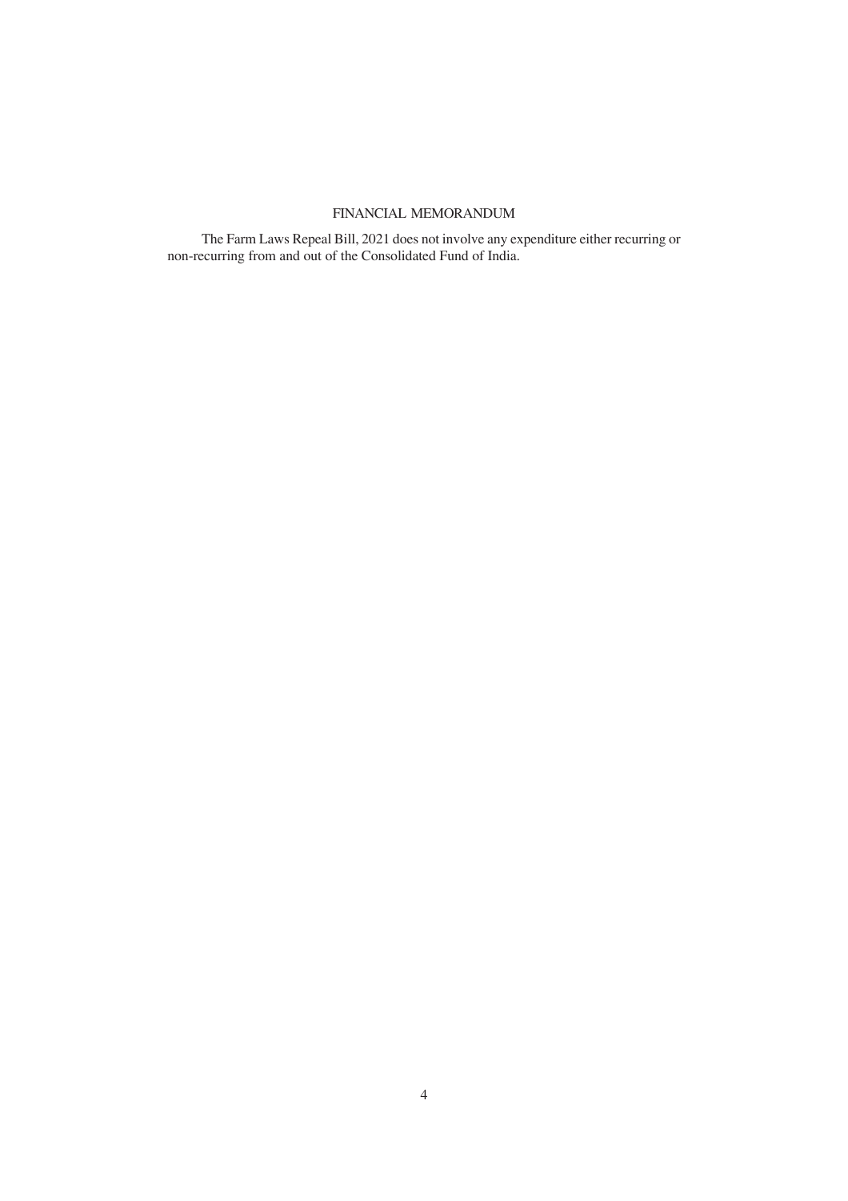## FINANCIAL MEMORANDUM

The Farm Laws Repeal Bill, 2021 does not involve any expenditure either recurring or non-recurring from and out of the Consolidated Fund of India.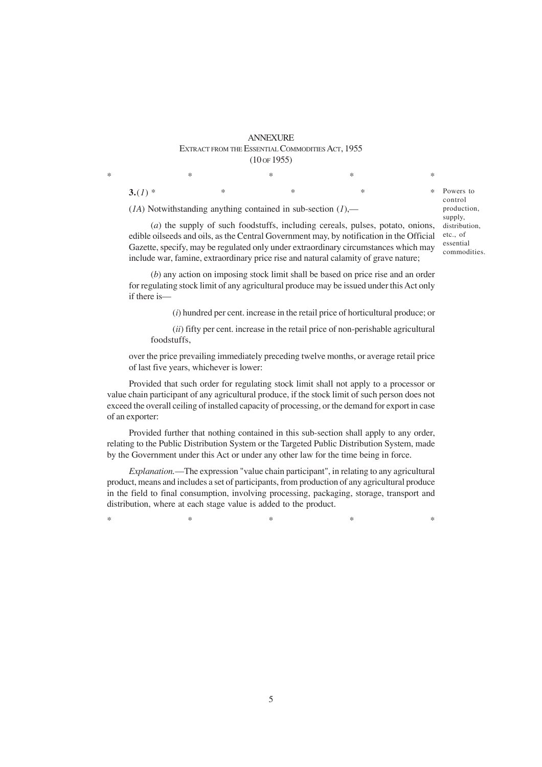ANNEXURE

EXTRACT FROM THE ESSENTIAL COMMODITIES ACT, 1955

(10 OF 1955)

\*                    \*                    \*                    \*                    \*

**3.**(*1*) \*                    \*                    \*                    \*                    \*

Powers to control production, supply, distribution, etc., of essential commodities.

(*1A*) Notwithstanding anything contained in sub-section (*1*),—

(*a*) the supply of such foodstuffs, including cereals, pulses, potato, onions, edible oilseeds and oils, as the Central Government may, by notification in the Official Gazette, specify, may be regulated only under extraordinary circumstances which may include war, famine, extraordinary price rise and natural calamity of grave nature;

(*b*) any action on imposing stock limit shall be based on price rise and an order for regulating stock limit of any agricultural produce may be issued under this Act only if there is—

(*i*) hundred per cent. increase in the retail price of horticultural produce; or

(*ii*) fifty per cent. increase in the retail price of non-perishable agricultural foodstuffs,

over the price prevailing immediately preceding twelve months, or average retail price of last five years, whichever is lower:

Provided that such order for regulating stock limit shall not apply to a processor or value chain participant of any agricultural produce, if the stock limit of such person does not exceed the overall ceiling of installed capacity of processing, or the demand for export in case of an exporter:

Provided further that nothing contained in this sub-section shall apply to any order, relating to the Public Distribution System or the Targeted Public Distribution System, made by the Government under this Act or under any other law for the time being in force.

*Explanation.*—The expression "value chain participant", in relating to any agricultural product, means and includes a set of participants, from production of any agricultural produce in the field to final consumption, involving processing, packaging, storage, transport and distribution, where at each stage value is added to the product.

\*                    \*                    \*                    \*                    \*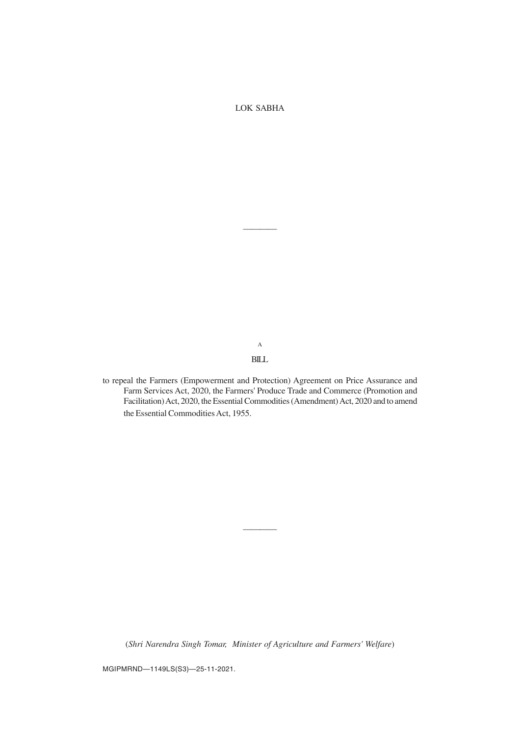LOK SABHA

————

A

BILL

to repeal the Farmers (Empowerment and Protection) Agreement on Price Assurance and Farm Services Act, 2020, the Farmers' Produce Trade and Commerce (Promotion and Facilitation) Act, 2020, the Essential Commodities (Amendment) Act, 2020 and to amend the Essential Commodities Act, 1955.

————

(*Shri Narendra Singh Tomar, Minister of Agriculture and Farmers' Welfare*)

MGIPMRND—1149LS(S3)—25-11-2021.